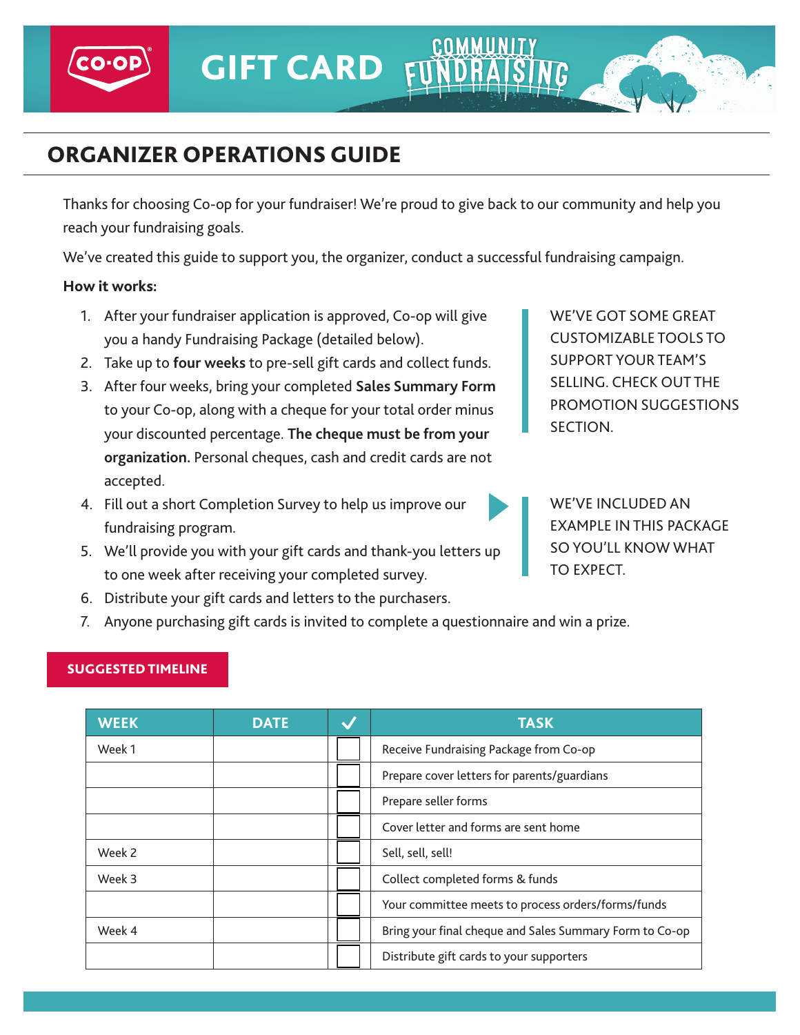CO·OP GIFT CARD COMMUNITY FUNDRAISING

# ORGANIZER OPERATIONS GUIDE

Thanks for choosing Co-op for your fundraiser! We're proud to give back to our community and help you reach your fundraising goals.

We've created this guide to support you, the organizer, conduct a successful fundraising campaign.

**How it works:**

1. After your fundraiser application is approved, Co-op will give you a handy Fundraising Package (detailed below).
2. Take up to **four weeks** to pre-sell gift cards and collect funds.
3. After four weeks, bring your completed **Sales Summary Form** to your Co-op, along with a cheque for your total order minus your discounted percentage. **The cheque must be from your organization.** Personal cheques, cash and credit cards are not accepted.
4. Fill out a short Completion Survey to help us improve our fundraising program.
5. We'll provide you with your gift cards and thank-you letters up to one week after receiving your completed survey.
6. Distribute your gift cards and letters to the purchasers.
7. Anyone purchasing gift cards is invited to complete a questionnaire and win a prize.

WE'VE GOT SOME GREAT CUSTOMIZABLE TOOLS TO SUPPORT YOUR TEAM'S SELLING. CHECK OUT THE PROMOTION SUGGESTIONS SECTION.

WE'VE INCLUDED AN EXAMPLE IN THIS PACKAGE SO YOU'LL KNOW WHAT TO EXPECT.

## SUGGESTED TIMELINE

| WEEK | DATE | ✓ | TASK |
|---|---|---|---|
| Week 1 | | ☐ | Receive Fundraising Package from Co-op |
| | | ☐ | Prepare cover letters for parents/guardians |
| | | ☐ | Prepare seller forms |
| | | ☐ | Cover letter and forms are sent home |
| Week 2 | | ☐ | Sell, sell, sell! |
| Week 3 | | ☐ | Collect completed forms & funds |
| | | ☐ | Your committee meets to process orders/forms/funds |
| Week 4 | | ☐ | Bring your final cheque and Sales Summary Form to Co-op |
| | | ☐ | Distribute gift cards to your supporters |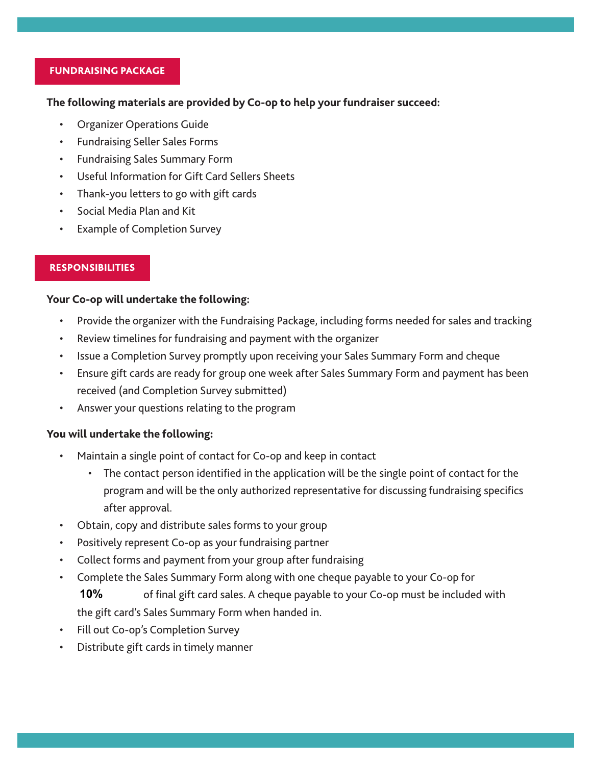## FUNDRAISING PACKAGE

**The following materials are provided by Co-op to help your fundraiser succeed:**

- Organizer Operations Guide
- Fundraising Seller Sales Forms
- Fundraising Sales Summary Form
- Useful Information for Gift Card Sellers Sheets
- Thank-you letters to go with gift cards
- Social Media Plan and Kit
- Example of Completion Survey

## RESPONSIBILITIES

**Your Co-op will undertake the following:**

- Provide the organizer with the Fundraising Package, including forms needed for sales and tracking
- Review timelines for fundraising and payment with the organizer
- Issue a Completion Survey promptly upon receiving your Sales Summary Form and cheque
- Ensure gift cards are ready for group one week after Sales Summary Form and payment has been received (and Completion Survey submitted)
- Answer your questions relating to the program

**You will undertake the following:**

- Maintain a single point of contact for Co-op and keep in contact
  - The contact person identified in the application will be the single point of contact for the program and will be the only authorized representative for discussing fundraising specifics after approval.
- Obtain, copy and distribute sales forms to your group
- Positively represent Co-op as your fundraising partner
- Collect forms and payment from your group after fundraising
- Complete the Sales Summary Form along with one cheque payable to your Co-op for **10%** of final gift card sales. A cheque payable to your Co-op must be included with the gift card's Sales Summary Form when handed in.
- Fill out Co-op's Completion Survey
- Distribute gift cards in timely manner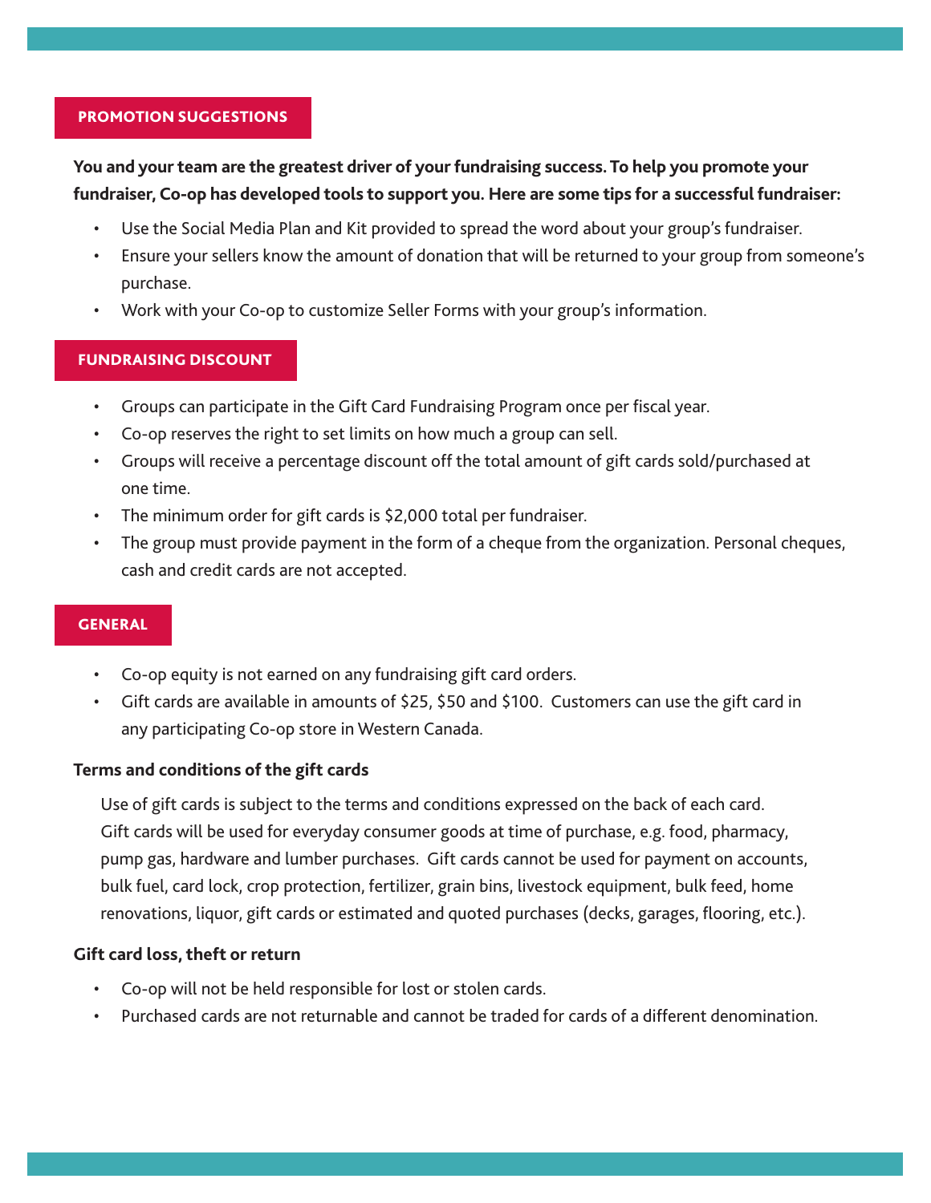## PROMOTION SUGGESTIONS

**You and your team are the greatest driver of your fundraising success. To help you promote your fundraiser, Co-op has developed tools to support you. Here are some tips for a successful fundraiser:**

- Use the Social Media Plan and Kit provided to spread the word about your group's fundraiser.
- Ensure your sellers know the amount of donation that will be returned to your group from someone's purchase.
- Work with your Co-op to customize Seller Forms with your group's information.

## FUNDRAISING DISCOUNT

- Groups can participate in the Gift Card Fundraising Program once per fiscal year.
- Co-op reserves the right to set limits on how much a group can sell.
- Groups will receive a percentage discount off the total amount of gift cards sold/purchased at one time.
- The minimum order for gift cards is $2,000 total per fundraiser.
- The group must provide payment in the form of a cheque from the organization. Personal cheques, cash and credit cards are not accepted.

## GENERAL

- Co-op equity is not earned on any fundraising gift card orders.
- Gift cards are available in amounts of $25, $50 and $100. Customers can use the gift card in any participating Co-op store in Western Canada.

### Terms and conditions of the gift cards

Use of gift cards is subject to the terms and conditions expressed on the back of each card. Gift cards will be used for everyday consumer goods at time of purchase, e.g. food, pharmacy, pump gas, hardware and lumber purchases. Gift cards cannot be used for payment on accounts, bulk fuel, card lock, crop protection, fertilizer, grain bins, livestock equipment, bulk feed, home renovations, liquor, gift cards or estimated and quoted purchases (decks, garages, flooring, etc.).

### Gift card loss, theft or return

- Co-op will not be held responsible for lost or stolen cards.
- Purchased cards are not returnable and cannot be traded for cards of a different denomination.